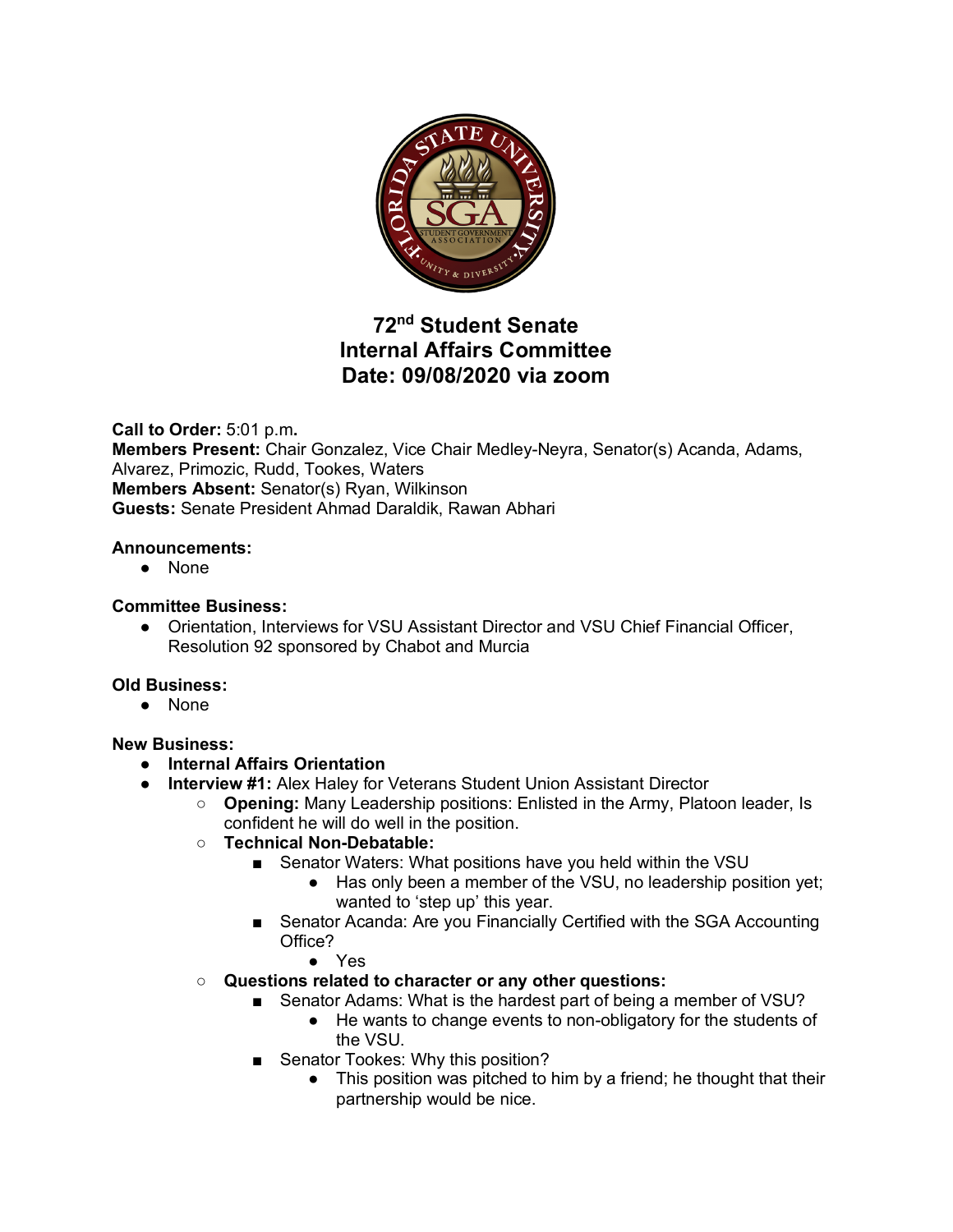# 72nd Student Senate
# Internal Affairs Committee
# Date: 09/08/2020 via zoom

**Call to Order:** 5:01 p.m.
**Members Present:** Chair Gonzalez, Vice Chair Medley-Neyra, Senator(s) Acanda, Adams, Alvarez, Primozic, Rudd, Tookes, Waters
**Members Absent:** Senator(s) Ryan, Wilkinson
**Guests:** Senate President Ahmad Daraldik, Rawan Abhari

**Announcements:**

- None

**Committee Business:**

- Orientation, Interviews for VSU Assistant Director and VSU Chief Financial Officer, Resolution 92 sponsored by Chabot and Murcia

**Old Business:**

- None

**New Business:**

- **Internal Affairs Orientation**
- **Interview #1:** Alex Haley for Veterans Student Union Assistant Director
  - **Opening:** Many Leadership positions: Enlisted in the Army, Platoon leader, Is confident he will do well in the position.
  - **Technical Non-Debatable:**
    - Senator Waters: What positions have you held within the VSU
      - Has only been a member of the VSU, no leadership position yet; wanted to 'step up' this year.
    - Senator Acanda: Are you Financially Certified with the SGA Accounting Office?
      - Yes
  - **Questions related to character or any other questions:**
    - Senator Adams: What is the hardest part of being a member of VSU?
      - He wants to change events to non-obligatory for the students of the VSU.
    - Senator Tookes: Why this position?
      - This position was pitched to him by a friend; he thought that their partnership would be nice.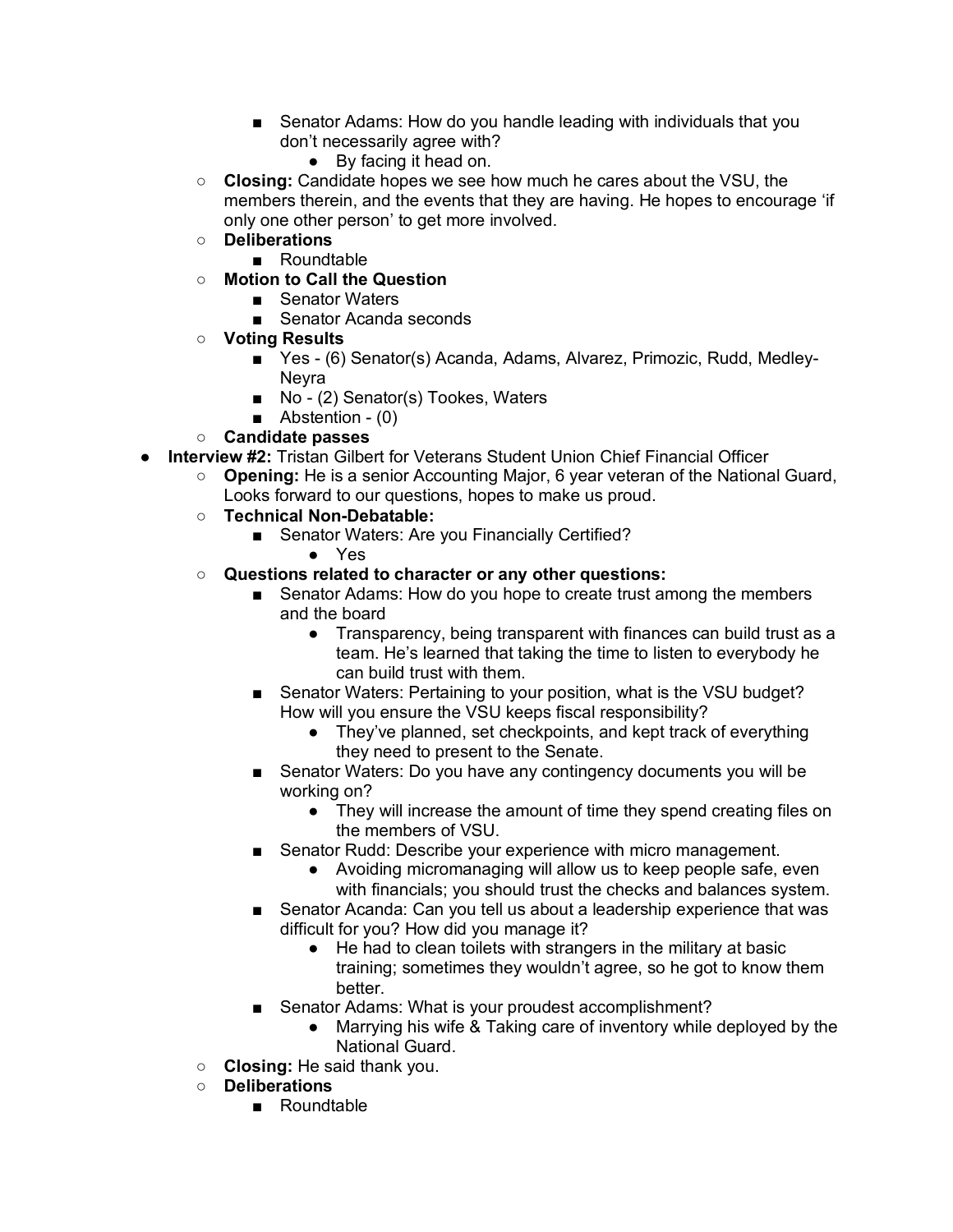- Senator Adams: How do you handle leading with individuals that you don't necessarily agree with?
            - By facing it head on.
    - **Closing:** Candidate hopes we see how much he cares about the VSU, the members therein, and the events that they are having. He hopes to encourage 'if only one other person' to get more involved.
    - **Deliberations**
        - Roundtable
    - **Motion to Call the Question**
        - Senator Waters
        - Senator Acanda seconds
    - **Voting Results**
        - Yes - (6) Senator(s) Acanda, Adams, Alvarez, Primozic, Rudd, Medley-Neyra
        - No - (2) Senator(s) Tookes, Waters
        - Abstention - (0)
    - **Candidate passes**
- **Interview #2:** Tristan Gilbert for Veterans Student Union Chief Financial Officer
    - **Opening:** He is a senior Accounting Major, 6 year veteran of the National Guard, Looks forward to our questions, hopes to make us proud.
    - **Technical Non-Debatable:**
        - Senator Waters: Are you Financially Certified?
            - Yes
    - **Questions related to character or any other questions:**
        - Senator Adams: How do you hope to create trust among the members and the board
            - Transparency, being transparent with finances can build trust as a team. He's learned that taking the time to listen to everybody he can build trust with them.
        - Senator Waters: Pertaining to your position, what is the VSU budget? How will you ensure the VSU keeps fiscal responsibility?
            - They've planned, set checkpoints, and kept track of everything they need to present to the Senate.
        - Senator Waters: Do you have any contingency documents you will be working on?
            - They will increase the amount of time they spend creating files on the members of VSU.
        - Senator Rudd: Describe your experience with micro management.
            - Avoiding micromanaging will allow us to keep people safe, even with financials; you should trust the checks and balances system.
        - Senator Acanda: Can you tell us about a leadership experience that was difficult for you? How did you manage it?
            - He had to clean toilets with strangers in the military at basic training; sometimes they wouldn't agree, so he got to know them better.
        - Senator Adams: What is your proudest accomplishment?
            - Marrying his wife & Taking care of inventory while deployed by the National Guard.
    - **Closing:** He said thank you.
    - **Deliberations**
        - Roundtable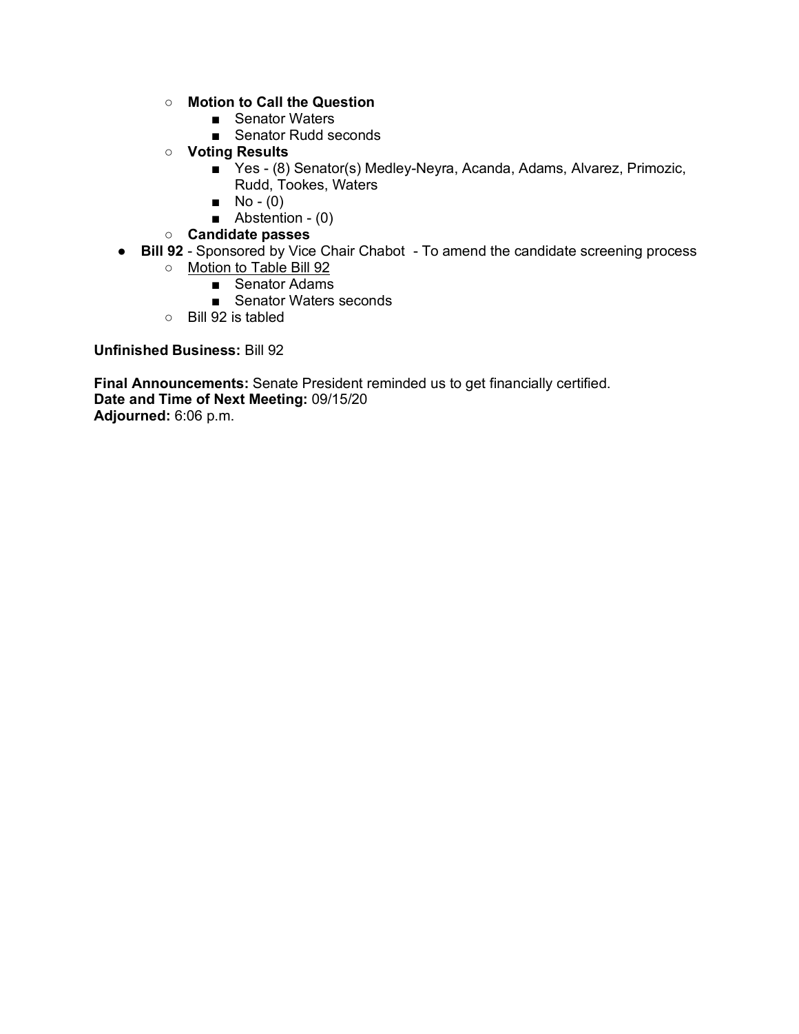- **Motion to Call the Question**
    - Senator Waters
    - Senator Rudd seconds
- **Voting Results**
    - Yes - (8) Senator(s) Medley-Neyra, Acanda, Adams, Alvarez, Primozic, Rudd, Tookes, Waters
    - No - (0)
    - Abstention - (0)
- **Candidate passes**

- **Bill 92** - Sponsored by Vice Chair Chabot - To amend the candidate screening process
    - <u>Motion to Table Bill 92</u>
        - Senator Adams
        - Senator Waters seconds
    - Bill 92 is tabled

**Unfinished Business:** Bill 92

**Final Announcements:** Senate President reminded us to get financially certified.
**Date and Time of Next Meeting:** 09/15/20
**Adjourned:** 6:06 p.m.